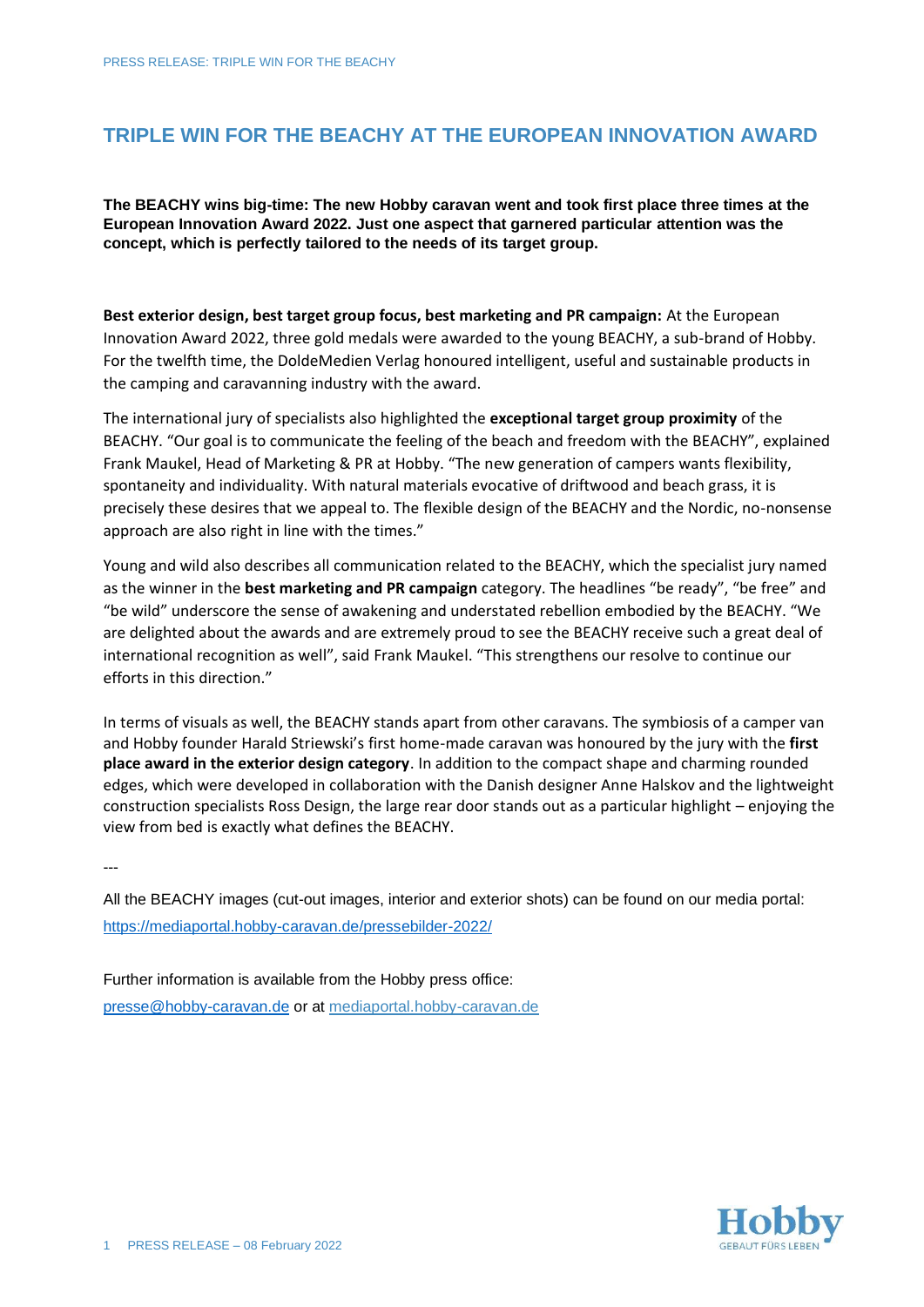# TRIPLE WIN FOR THE BEACHY AT THE EUROPEAN INNOVATION AWARD

**The BEACHY wins big-time: The new Hobby caravan went and took first place three times at the European Innovation Award 2022. Just one aspect that garnered particular attention was the concept, which is perfectly tailored to the needs of its target group.**

**Best exterior design, best target group focus, best marketing and PR campaign:** At the European Innovation Award 2022, three gold medals were awarded to the young BEACHY, a sub-brand of Hobby. For the twelfth time, the DoldeMedien Verlag honoured intelligent, useful and sustainable products in the camping and caravanning industry with the award.

The international jury of specialists also highlighted the **exceptional target group proximity** of the BEACHY. "Our goal is to communicate the feeling of the beach and freedom with the BEACHY", explained Frank Maukel, Head of Marketing & PR at Hobby. "The new generation of campers wants flexibility, spontaneity and individuality. With natural materials evocative of driftwood and beach grass, it is precisely these desires that we appeal to. The flexible design of the BEACHY and the Nordic, no-nonsense approach are also right in line with the times."

Young and wild also describes all communication related to the BEACHY, which the specialist jury named as the winner in the **best marketing and PR campaign** category. The headlines "be ready", "be free" and "be wild" underscore the sense of awakening and understated rebellion embodied by the BEACHY. "We are delighted about the awards and are extremely proud to see the BEACHY receive such a great deal of international recognition as well", said Frank Maukel. "This strengthens our resolve to continue our efforts in this direction."

In terms of visuals as well, the BEACHY stands apart from other caravans. The symbiosis of a camper van and Hobby founder Harald Striewski's first home-made caravan was honoured by the jury with the **first place award in the exterior design category**. In addition to the compact shape and charming rounded edges, which were developed in collaboration with the Danish designer Anne Halskov and the lightweight construction specialists Ross Design, the large rear door stands out as a particular highlight – enjoying the view from bed is exactly what defines the BEACHY.

---

All the BEACHY images (cut-out images, interior and exterior shots) can be found on our media portal: https://mediaportal.hobby-caravan.de/pressebilder-2022/

Further information is available from the Hobby press office:
presse@hobby-caravan.de or at mediaportal.hobby-caravan.de

PRESS RELEASE – 08 February 2022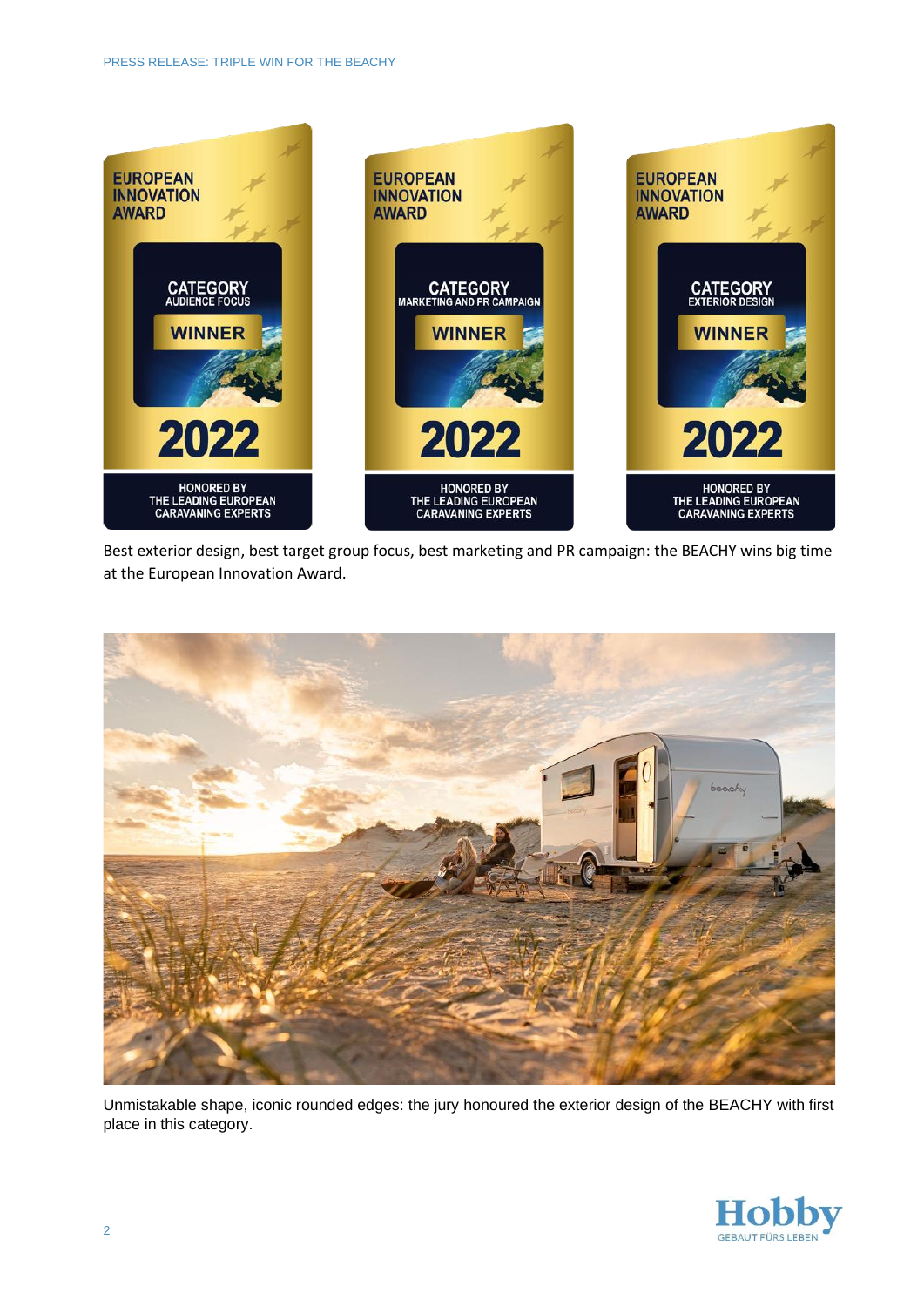Best exterior design, best target group focus, best marketing and PR campaign: the BEACHY wins big time at the European Innovation Award.

Unmistakable shape, iconic rounded edges: the jury honoured the exterior design of the BEACHY with first place in this category.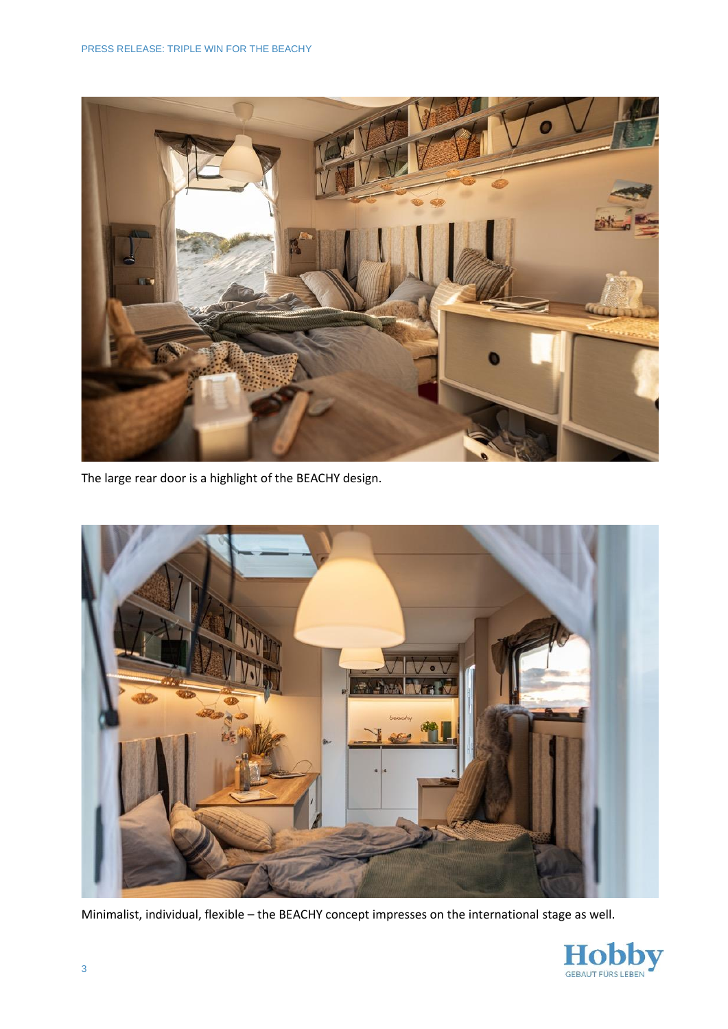The large rear door is a highlight of the BEACHY design.

Minimalist, individual, flexible – the BEACHY concept impresses on the international stage as well.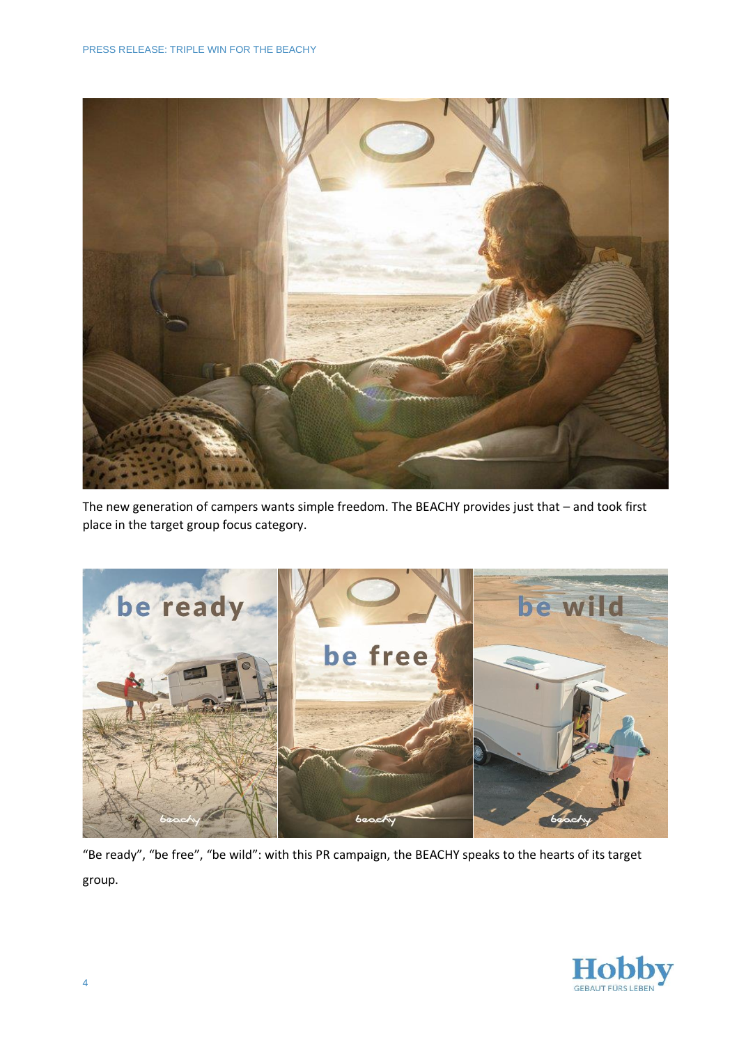The new generation of campers wants simple freedom. The BEACHY provides just that – and took first place in the target group focus category.

“Be ready”, “be free”, “be wild”: with this PR campaign, the BEACHY speaks to the hearts of its target group.